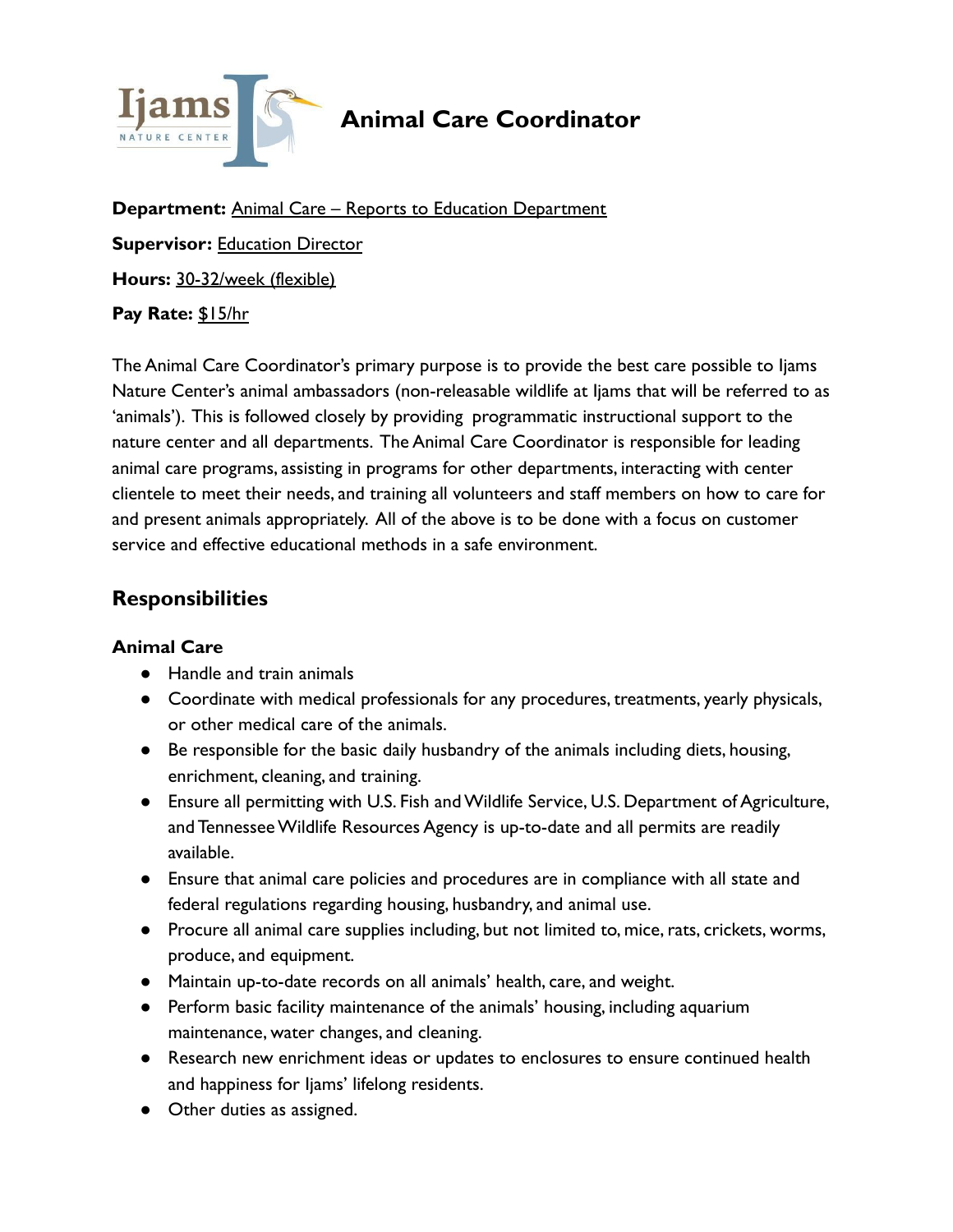# Animal Care Coordinator

**Department:** Animal Care – Reports to Education Department

**Supervisor:** Education Director

**Hours:** 30-32/week (flexible)

**Pay Rate:** $15/hr

The Animal Care Coordinator's primary purpose is to provide the best care possible to Ijams Nature Center's animal ambassadors (non-releasable wildlife at Ijams that will be referred to as 'animals'). This is followed closely by providing programmatic instructional support to the nature center and all departments. The Animal Care Coordinator is responsible for leading animal care programs, assisting in programs for other departments, interacting with center clientele to meet their needs, and training all volunteers and staff members on how to care for and present animals appropriately. All of the above is to be done with a focus on customer service and effective educational methods in a safe environment.

## Responsibilities

### Animal Care

- Handle and train animals
- Coordinate with medical professionals for any procedures, treatments, yearly physicals, or other medical care of the animals.
- Be responsible for the basic daily husbandry of the animals including diets, housing, enrichment, cleaning, and training.
- Ensure all permitting with U.S. Fish and Wildlife Service, U.S. Department of Agriculture, and Tennessee Wildlife Resources Agency is up-to-date and all permits are readily available.
- Ensure that animal care policies and procedures are in compliance with all state and federal regulations regarding housing, husbandry, and animal use.
- Procure all animal care supplies including, but not limited to, mice, rats, crickets, worms, produce, and equipment.
- Maintain up-to-date records on all animals' health, care, and weight.
- Perform basic facility maintenance of the animals' housing, including aquarium maintenance, water changes, and cleaning.
- Research new enrichment ideas or updates to enclosures to ensure continued health and happiness for Ijams' lifelong residents.
- Other duties as assigned.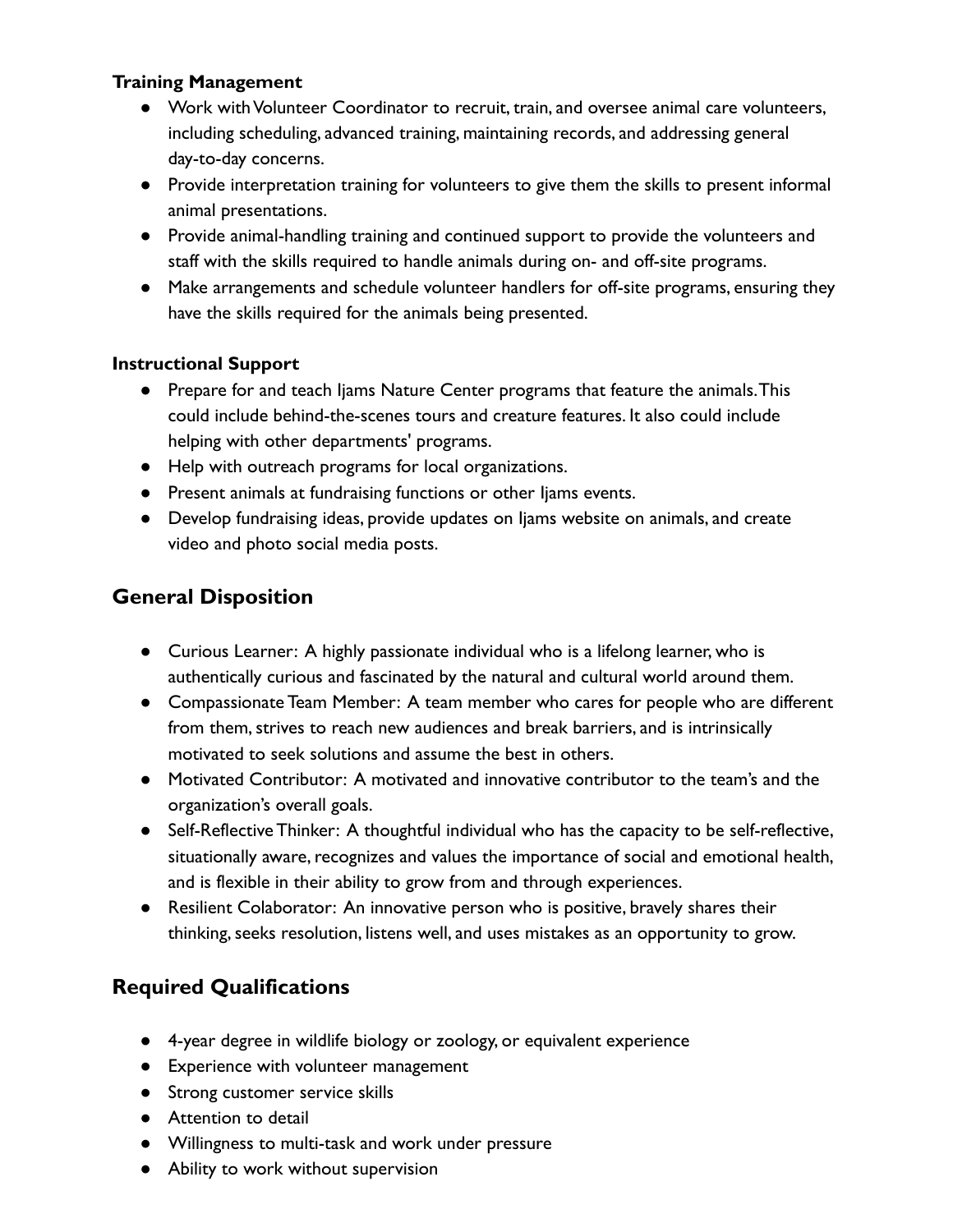**Training Management**

- Work with Volunteer Coordinator to recruit, train, and oversee animal care volunteers, including scheduling, advanced training, maintaining records, and addressing general day-to-day concerns.
- Provide interpretation training for volunteers to give them the skills to present informal animal presentations.
- Provide animal-handling training and continued support to provide the volunteers and staff with the skills required to handle animals during on- and off-site programs.
- Make arrangements and schedule volunteer handlers for off-site programs, ensuring they have the skills required for the animals being presented.

**Instructional Support**

- Prepare for and teach Ijams Nature Center programs that feature the animals. This could include behind-the-scenes tours and creature features. It also could include helping with other departments' programs.
- Help with outreach programs for local organizations.
- Present animals at fundraising functions or other Ijams events.
- Develop fundraising ideas, provide updates on Ijams website on animals, and create video and photo social media posts.

## General Disposition

- Curious Learner: A highly passionate individual who is a lifelong learner, who is authentically curious and fascinated by the natural and cultural world around them.
- Compassionate Team Member: A team member who cares for people who are different from them, strives to reach new audiences and break barriers, and is intrinsically motivated to seek solutions and assume the best in others.
- Motivated Contributor: A motivated and innovative contributor to the team's and the organization's overall goals.
- Self-Reflective Thinker: A thoughtful individual who has the capacity to be self-reflective, situationally aware, recognizes and values the importance of social and emotional health, and is flexible in their ability to grow from and through experiences.
- Resilient Colaborator: An innovative person who is positive, bravely shares their thinking, seeks resolution, listens well, and uses mistakes as an opportunity to grow.

## Required Qualifications

- 4-year degree in wildlife biology or zoology, or equivalent experience
- Experience with volunteer management
- Strong customer service skills
- Attention to detail
- Willingness to multi-task and work under pressure
- Ability to work without supervision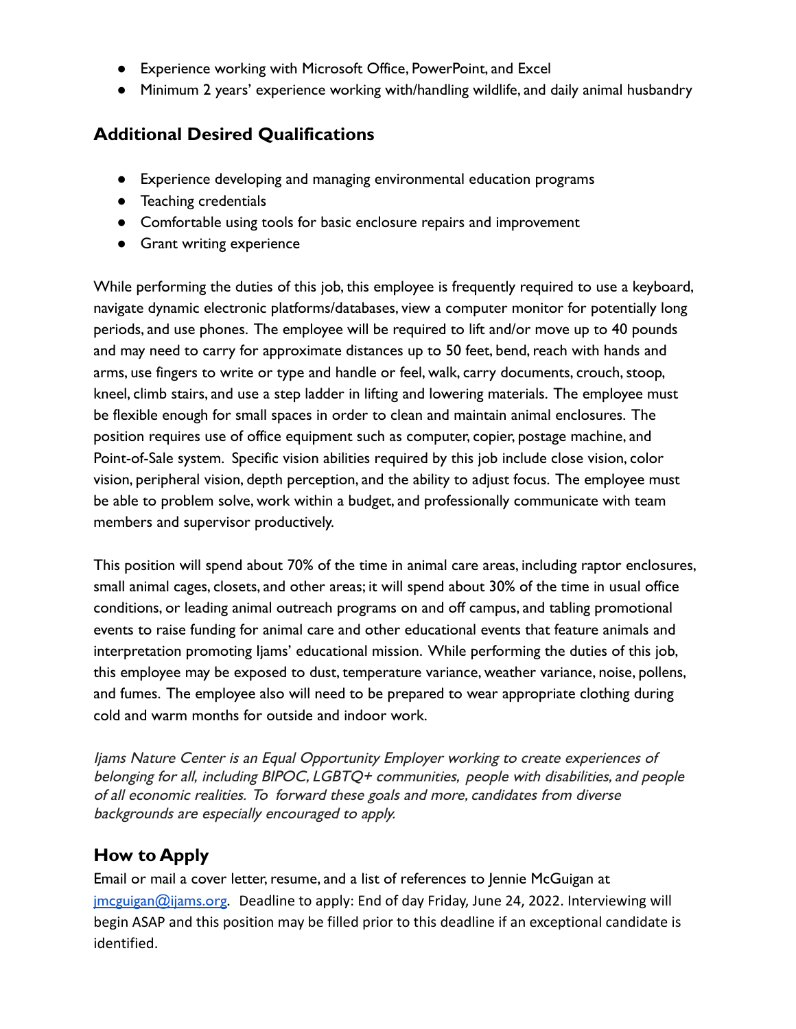- Experience working with Microsoft Office, PowerPoint, and Excel
- Minimum 2 years' experience working with/handling wildlife, and daily animal husbandry

## Additional Desired Qualifications

- Experience developing and managing environmental education programs
- Teaching credentials
- Comfortable using tools for basic enclosure repairs and improvement
- Grant writing experience

While performing the duties of this job, this employee is frequently required to use a keyboard, navigate dynamic electronic platforms/databases, view a computer monitor for potentially long periods, and use phones. The employee will be required to lift and/or move up to 40 pounds and may need to carry for approximate distances up to 50 feet, bend, reach with hands and arms, use fingers to write or type and handle or feel, walk, carry documents, crouch, stoop, kneel, climb stairs, and use a step ladder in lifting and lowering materials. The employee must be flexible enough for small spaces in order to clean and maintain animal enclosures. The position requires use of office equipment such as computer, copier, postage machine, and Point-of-Sale system. Specific vision abilities required by this job include close vision, color vision, peripheral vision, depth perception, and the ability to adjust focus. The employee must be able to problem solve, work within a budget, and professionally communicate with team members and supervisor productively.

This position will spend about 70% of the time in animal care areas, including raptor enclosures, small animal cages, closets, and other areas; it will spend about 30% of the time in usual office conditions, or leading animal outreach programs on and off campus, and tabling promotional events to raise funding for animal care and other educational events that feature animals and interpretation promoting Ijams' educational mission. While performing the duties of this job, this employee may be exposed to dust, temperature variance, weather variance, noise, pollens, and fumes. The employee also will need to be prepared to wear appropriate clothing during cold and warm months for outside and indoor work.

*Ijams Nature Center is an Equal Opportunity Employer working to create experiences of belonging for all, including BIPOC, LGBTQ+ communities, people with disabilities, and people of all economic realities. To forward these goals and more, candidates from diverse backgrounds are especially encouraged to apply.*

## How to Apply

Email or mail a cover letter, resume, and a list of references to Jennie McGuigan at [jmcguigan@ijams.org](mailto:jmcguigan@ijams.org). Deadline to apply: End of day Friday, June 24, 2022. Interviewing will begin ASAP and this position may be filled prior to this deadline if an exceptional candidate is identified.